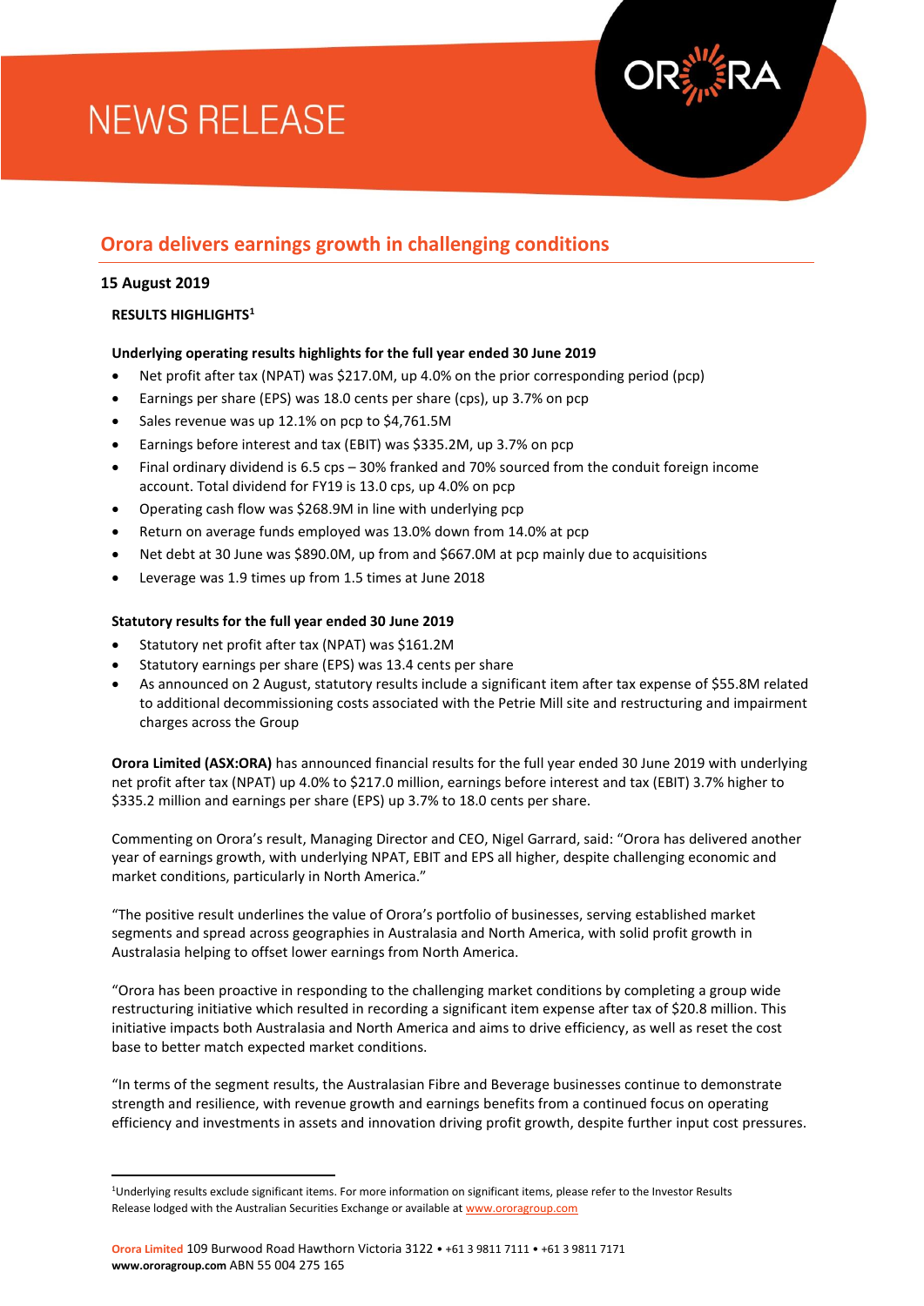# NEWS RELEASE

## Orora delivers earnings growth in challenging conditions

**15 August 2019**

**RESULTS HIGHLIGHTS[1]**

**Underlying operating results highlights for the full year ended 30 June 2019**

- Net profit after tax (NPAT) was $217.0M, up 4.0% on the prior corresponding period (pcp)
- Earnings per share (EPS) was 18.0 cents per share (cps), up 3.7% on pcp
- Sales revenue was up 12.1% on pcp to $4,761.5M
- Earnings before interest and tax (EBIT) was $335.2M, up 3.7% on pcp
- Final ordinary dividend is 6.5 cps – 30% franked and 70% sourced from the conduit foreign income account. Total dividend for FY19 is 13.0 cps, up 4.0% on pcp
- Operating cash flow was $268.9M in line with underlying pcp
- Return on average funds employed was 13.0% down from 14.0% at pcp
- Net debt at 30 June was $890.0M, up from and $667.0M at pcp mainly due to acquisitions
- Leverage was 1.9 times up from 1.5 times at June 2018

**Statutory results for the full year ended 30 June 2019**

- Statutory net profit after tax (NPAT) was $161.2M
- Statutory earnings per share (EPS) was 13.4 cents per share
- As announced on 2 August, statutory results include a significant item after tax expense of $55.8M related to additional decommissioning costs associated with the Petrie Mill site and restructuring and impairment charges across the Group

**Orora Limited (ASX:ORA)** has announced financial results for the full year ended 30 June 2019 with underlying net profit after tax (NPAT) up 4.0% to $217.0 million, earnings before interest and tax (EBIT) 3.7% higher to $335.2 million and earnings per share (EPS) up 3.7% to 18.0 cents per share.

Commenting on Orora's result, Managing Director and CEO, Nigel Garrard, said: "Orora has delivered another year of earnings growth, with underlying NPAT, EBIT and EPS all higher, despite challenging economic and market conditions, particularly in North America."

"The positive result underlines the value of Orora's portfolio of businesses, serving established market segments and spread across geographies in Australasia and North America, with solid profit growth in Australasia helping to offset lower earnings from North America.

"Orora has been proactive in responding to the challenging market conditions by completing a group wide restructuring initiative which resulted in recording a significant item expense after tax of $20.8 million. This initiative impacts both Australasia and North America and aims to drive efficiency, as well as reset the cost base to better match expected market conditions.

"In terms of the segment results, the Australasian Fibre and Beverage businesses continue to demonstrate strength and resilience, with revenue growth and earnings benefits from a continued focus on operating efficiency and investments in assets and innovation driving profit growth, despite further input cost pressures.

---

[1] Underlying results exclude significant items. For more information on significant items, please refer to the Investor Results Release lodged with the Australian Securities Exchange or available at www.ororagroup.com

**Orora Limited** 109 Burwood Road Hawthorn Victoria 3122 • +61 3 9811 7111 • +61 3 9811 7171
**www.ororagroup.com** ABN 55 004 275 165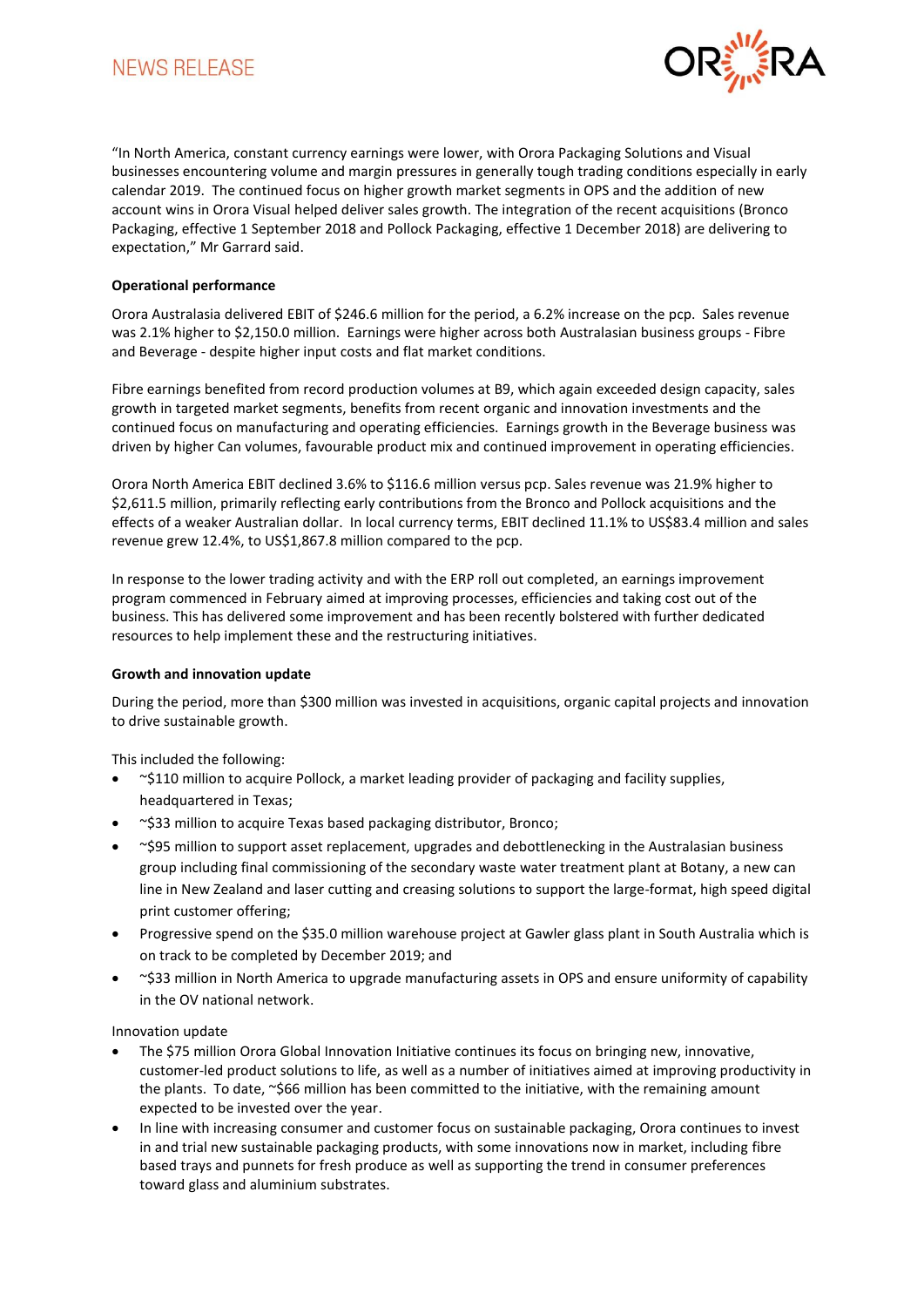"In North America, constant currency earnings were lower, with Orora Packaging Solutions and Visual businesses encountering volume and margin pressures in generally tough trading conditions especially in early calendar 2019. The continued focus on higher growth market segments in OPS and the addition of new account wins in Orora Visual helped deliver sales growth. The integration of the recent acquisitions (Bronco Packaging, effective 1 September 2018 and Pollock Packaging, effective 1 December 2018) are delivering to expectation," Mr Garrard said.

**Operational performance**

Orora Australasia delivered EBIT of $246.6 million for the period, a 6.2% increase on the pcp. Sales revenue was 2.1% higher to $2,150.0 million. Earnings were higher across both Australasian business groups - Fibre and Beverage - despite higher input costs and flat market conditions.

Fibre earnings benefited from record production volumes at B9, which again exceeded design capacity, sales growth in targeted market segments, benefits from recent organic and innovation investments and the continued focus on manufacturing and operating efficiencies. Earnings growth in the Beverage business was driven by higher Can volumes, favourable product mix and continued improvement in operating efficiencies.

Orora North America EBIT declined 3.6% to $116.6 million versus pcp. Sales revenue was 21.9% higher to $2,611.5 million, primarily reflecting early contributions from the Bronco and Pollock acquisitions and the effects of a weaker Australian dollar. In local currency terms, EBIT declined 11.1% to US$83.4 million and sales revenue grew 12.4%, to US$1,867.8 million compared to the pcp.

In response to the lower trading activity and with the ERP roll out completed, an earnings improvement program commenced in February aimed at improving processes, efficiencies and taking cost out of the business. This has delivered some improvement and has been recently bolstered with further dedicated resources to help implement these and the restructuring initiatives.

**Growth and innovation update**

During the period, more than $300 million was invested in acquisitions, organic capital projects and innovation to drive sustainable growth.

This included the following:

- ~$110 million to acquire Pollock, a market leading provider of packaging and facility supplies, headquartered in Texas;
- ~$33 million to acquire Texas based packaging distributor, Bronco;
- ~$95 million to support asset replacement, upgrades and debottlenecking in the Australasian business group including final commissioning of the secondary waste water treatment plant at Botany, a new can line in New Zealand and laser cutting and creasing solutions to support the large-format, high speed digital print customer offering;
- Progressive spend on the $35.0 million warehouse project at Gawler glass plant in South Australia which is on track to be completed by December 2019; and
- ~$33 million in North America to upgrade manufacturing assets in OPS and ensure uniformity of capability in the OV national network.

Innovation update

- The $75 million Orora Global Innovation Initiative continues its focus on bringing new, innovative, customer-led product solutions to life, as well as a number of initiatives aimed at improving productivity in the plants. To date, ~$66 million has been committed to the initiative, with the remaining amount expected to be invested over the year.
- In line with increasing consumer and customer focus on sustainable packaging, Orora continues to invest in and trial new sustainable packaging products, with some innovations now in market, including fibre based trays and punnets for fresh produce as well as supporting the trend in consumer preferences toward glass and aluminium substrates.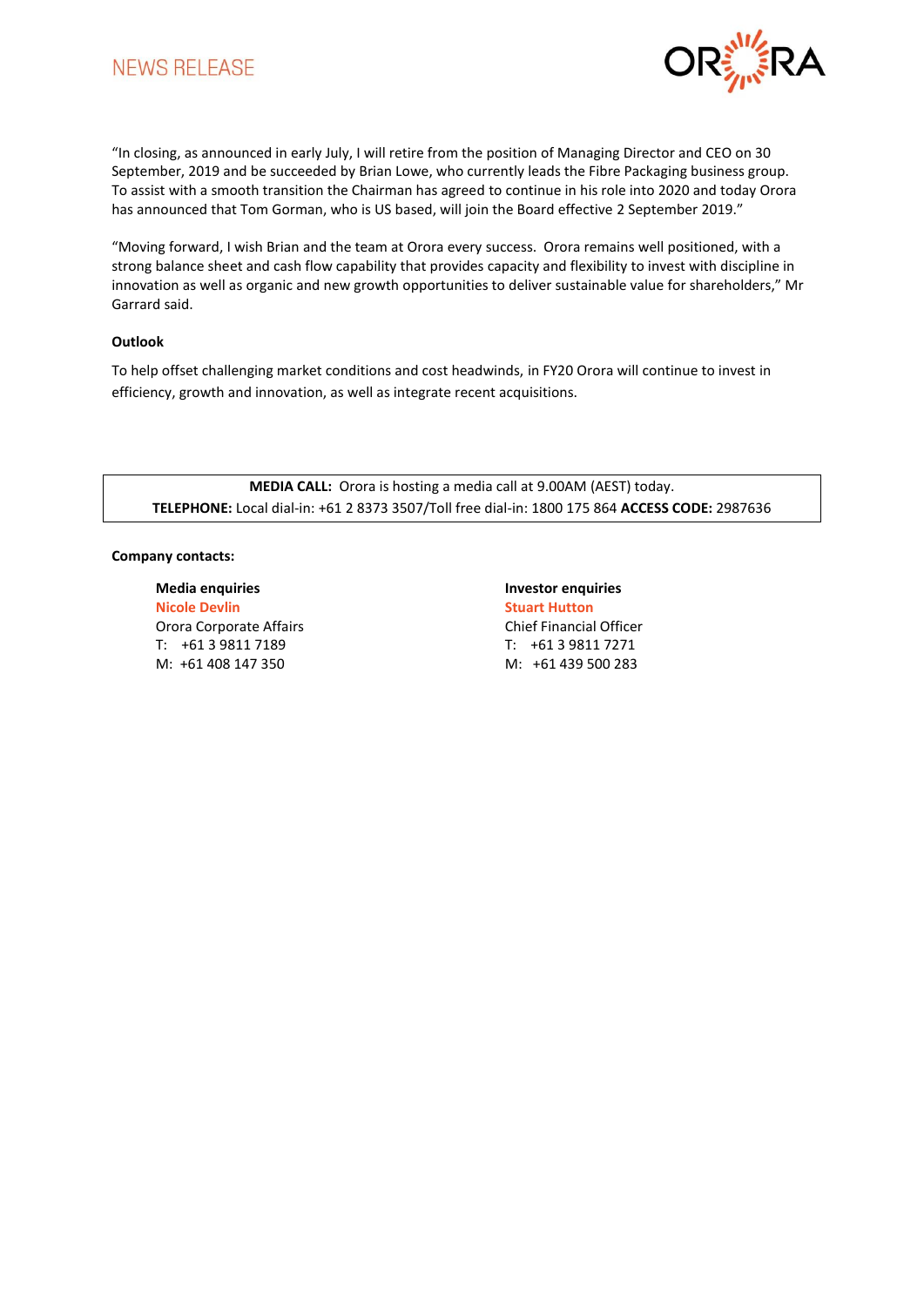"In closing, as announced in early July, I will retire from the position of Managing Director and CEO on 30 September, 2019 and be succeeded by Brian Lowe, who currently leads the Fibre Packaging business group. To assist with a smooth transition the Chairman has agreed to continue in his role into 2020 and today Orora has announced that Tom Gorman, who is US based, will join the Board effective 2 September 2019."

"Moving forward, I wish Brian and the team at Orora every success. Orora remains well positioned, with a strong balance sheet and cash flow capability that provides capacity and flexibility to invest with discipline in innovation as well as organic and new growth opportunities to deliver sustainable value for shareholders," Mr Garrard said.

**Outlook**

To help offset challenging market conditions and cost headwinds, in FY20 Orora will continue to invest in efficiency, growth and innovation, as well as integrate recent acquisitions.

**MEDIA CALL:** Orora is hosting a media call at 9.00AM (AEST) today.
**TELEPHONE:** Local dial-in: +61 2 8373 3507/Toll free dial-in: 1800 175 864 **ACCESS CODE:** 2987636

**Company contacts:**

**Media enquiries**
**Nicole Devlin**
Orora Corporate Affairs
T: +61 3 9811 7189
M: +61 408 147 350

**Investor enquiries**
**Stuart Hutton**
Chief Financial Officer
T: +61 3 9811 7271
M: +61 439 500 283